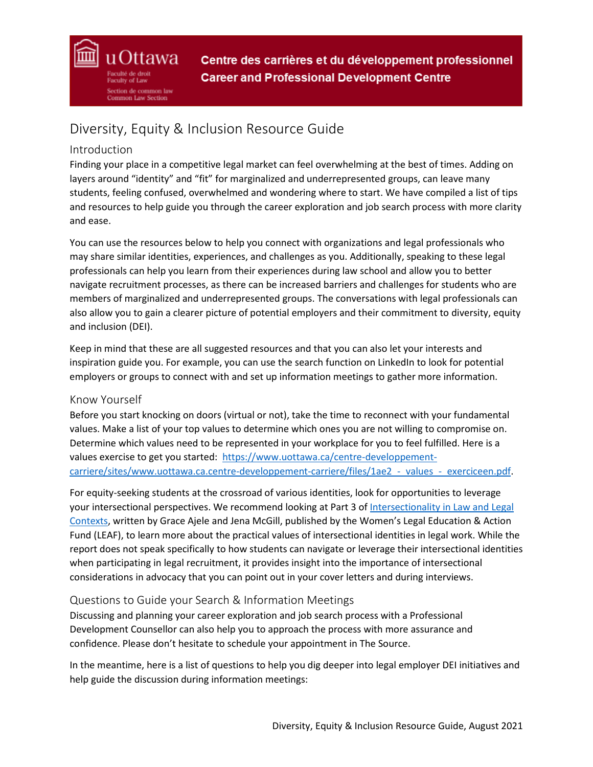uOttawa
Faculté de droit
Faculty of Law
Section de common law
Common Law Section

**Centre des carrières et du développement professionnel**
**Career and Professional Development Centre**

# Diversity, Equity & Inclusion Resource Guide

## Introduction

Finding your place in a competitive legal market can feel overwhelming at the best of times. Adding on layers around "identity" and "fit" for marginalized and underrepresented groups, can leave many students, feeling confused, overwhelmed and wondering where to start. We have compiled a list of tips and resources to help guide you through the career exploration and job search process with more clarity and ease.

You can use the resources below to help you connect with organizations and legal professionals who may share similar identities, experiences, and challenges as you. Additionally, speaking to these legal professionals can help you learn from their experiences during law school and allow you to better navigate recruitment processes, as there can be increased barriers and challenges for students who are members of marginalized and underrepresented groups. The conversations with legal professionals can also allow you to gain a clearer picture of potential employers and their commitment to diversity, equity and inclusion (DEI).

Keep in mind that these are all suggested resources and that you can also let your interests and inspiration guide you. For example, you can use the search function on LinkedIn to look for potential employers or groups to connect with and set up information meetings to gather more information.

## Know Yourself

Before you start knocking on doors (virtual or not), take the time to reconnect with your fundamental values. Make a list of your top values to determine which ones you are not willing to compromise on. Determine which values need to be represented in your workplace for you to feel fulfilled. Here is a values exercise to get you started: [https://www.uottawa.ca/centre-developpement-carriere/sites/www.uottawa.ca.centre-developpement-carriere/files/1ae2_-_values_-_exerciceen.pdf](https://www.uottawa.ca/centre-developpement-carriere/sites/www.uottawa.ca.centre-developpement-carriere/files/1ae2_-_values_-_exerciceen.pdf).

For equity-seeking students at the crossroad of various identities, look for opportunities to leverage your intersectional perspectives. We recommend looking at Part 3 of [Intersectionality in Law and Legal Contexts](), written by Grace Ajele and Jena McGill, published by the Women's Legal Education & Action Fund (LEAF), to learn more about the practical values of intersectional identities in legal work. While the report does not speak specifically to how students can navigate or leverage their intersectional identities when participating in legal recruitment, it provides insight into the importance of intersectional considerations in advocacy that you can point out in your cover letters and during interviews.

## Questions to Guide your Search & Information Meetings

Discussing and planning your career exploration and job search process with a Professional Development Counsellor can also help you to approach the process with more assurance and confidence. Please don't hesitate to schedule your appointment in The Source.

In the meantime, here is a list of questions to help you dig deeper into legal employer DEI initiatives and help guide the discussion during information meetings: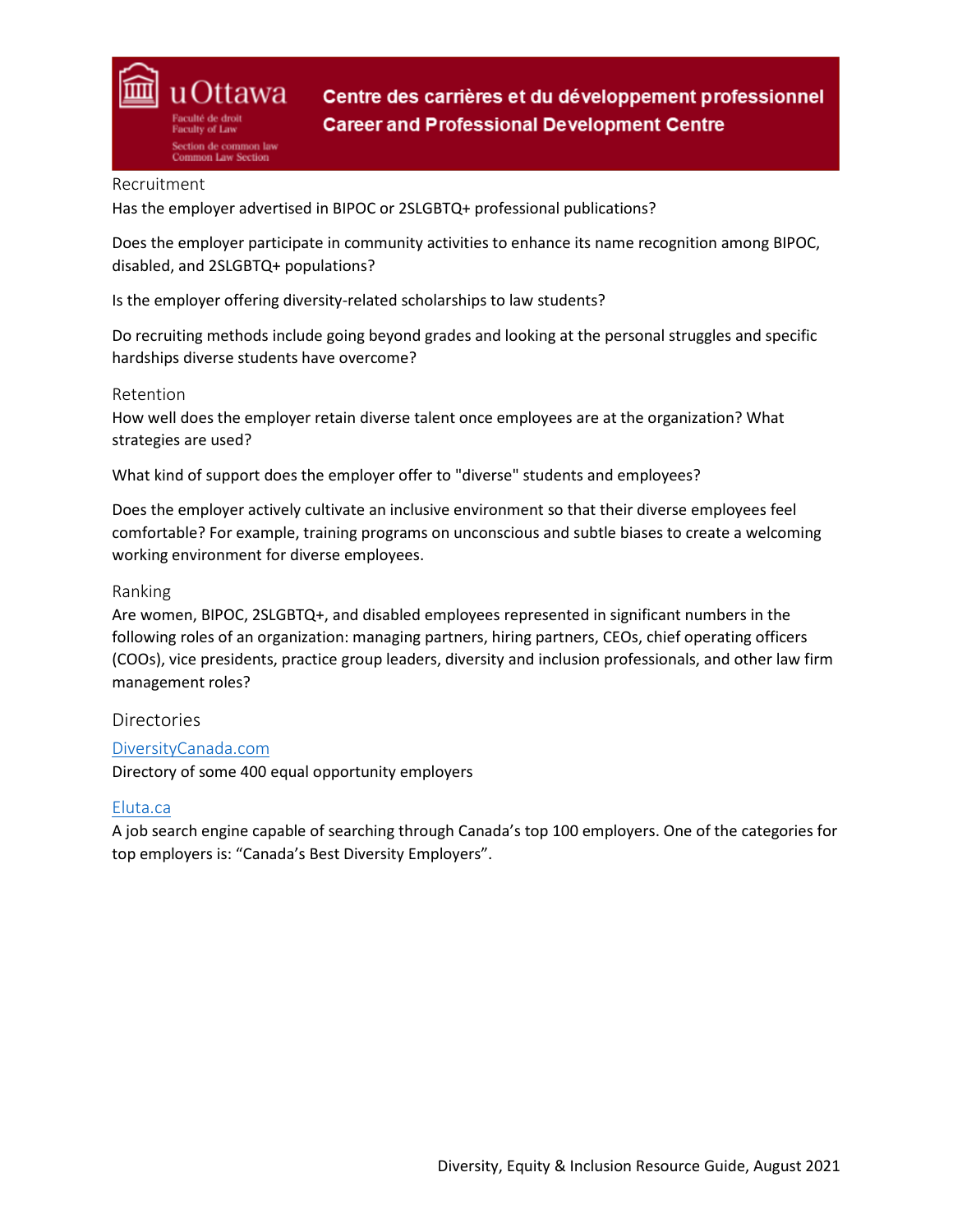### Recruitment

Has the employer advertised in BIPOC or 2SLGBTQ+ professional publications?

Does the employer participate in community activities to enhance its name recognition among BIPOC, disabled, and 2SLGBTQ+ populations?

Is the employer offering diversity-related scholarships to law students?

Do recruiting methods include going beyond grades and looking at the personal struggles and specific hardships diverse students have overcome?

### Retention

How well does the employer retain diverse talent once employees are at the organization? What strategies are used?

What kind of support does the employer offer to "diverse" students and employees?

Does the employer actively cultivate an inclusive environment so that their diverse employees feel comfortable? For example, training programs on unconscious and subtle biases to create a welcoming working environment for diverse employees.

### Ranking

Are women, BIPOC, 2SLGBTQ+, and disabled employees represented in significant numbers in the following roles of an organization: managing partners, hiring partners, CEOs, chief operating officers (COOs), vice presidents, practice group leaders, diversity and inclusion professionals, and other law firm management roles?

## Directories

DiversityCanada.com

Directory of some 400 equal opportunity employers

Eluta.ca

A job search engine capable of searching through Canada's top 100 employers. One of the categories for top employers is: "Canada's Best Diversity Employers".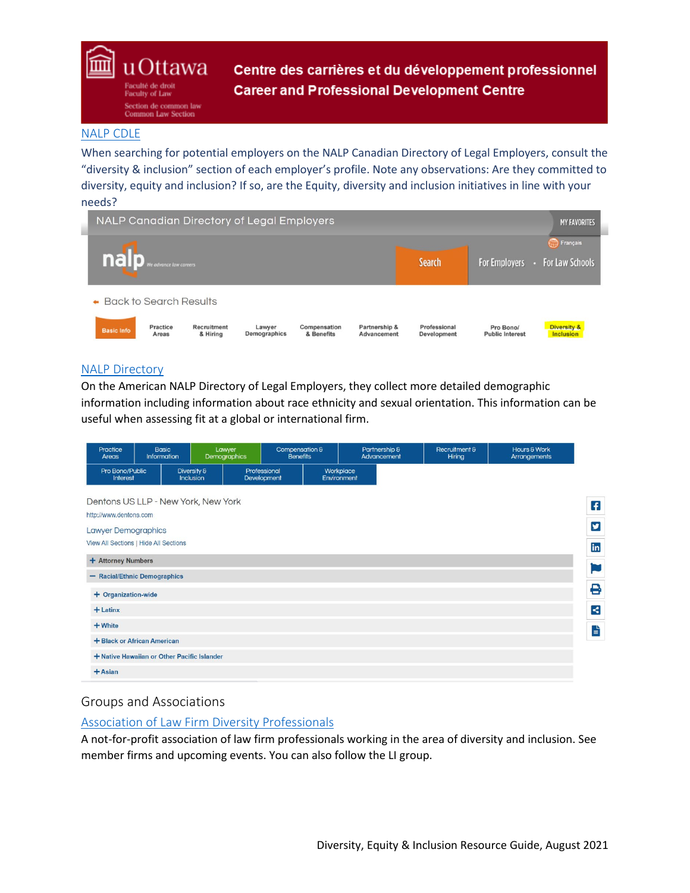NALP CDLE

When searching for potential employers on the NALP Canadian Directory of Legal Employers, consult the "diversity & inclusion" section of each employer's profile. Note any observations: Are they committed to diversity, equity and inclusion? If so, are the Equity, diversity and inclusion initiatives in line with your needs?

NALP Directory

On the American NALP Directory of Legal Employers, they collect more detailed demographic information including information about race ethnicity and sexual orientation. This information can be useful when assessing fit at a global or international firm.

## Groups and Associations

Association of Law Firm Diversity Professionals

A not-for-profit association of law firm professionals working in the area of diversity and inclusion. See member firms and upcoming events. You can also follow the LI group.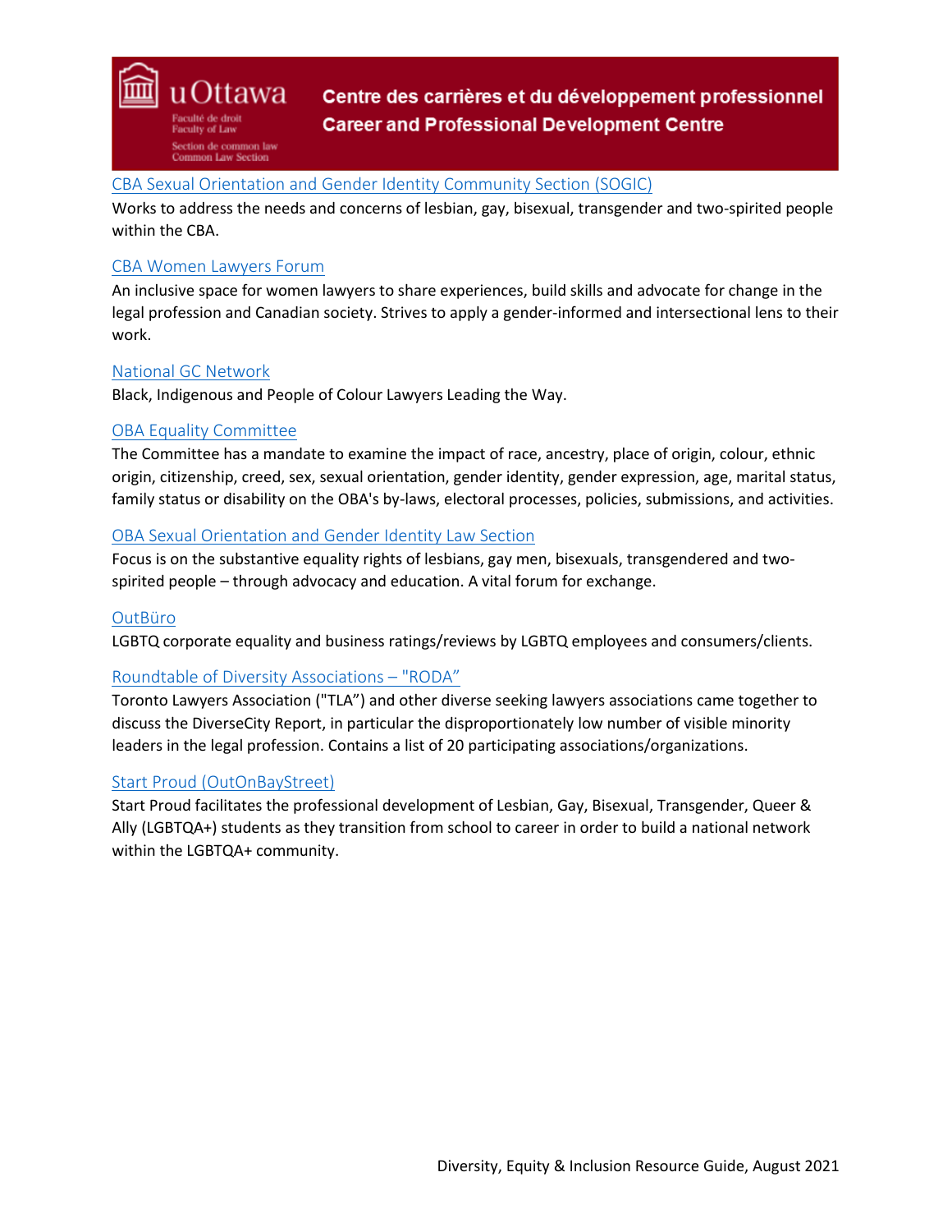[CBA Sexual Orientation and Gender Identity Community Section (SOGIC)]
Works to address the needs and concerns of lesbian, gay, bisexual, transgender and two-spirited people within the CBA.

[CBA Women Lawyers Forum]
An inclusive space for women lawyers to share experiences, build skills and advocate for change in the legal profession and Canadian society. Strives to apply a gender-informed and intersectional lens to their work.

[National GC Network]
Black, Indigenous and People of Colour Lawyers Leading the Way.

[OBA Equality Committee]
The Committee has a mandate to examine the impact of race, ancestry, place of origin, colour, ethnic origin, citizenship, creed, sex, sexual orientation, gender identity, gender expression, age, marital status, family status or disability on the OBA's by-laws, electoral processes, policies, submissions, and activities.

[OBA Sexual Orientation and Gender Identity Law Section]
Focus is on the substantive equality rights of lesbians, gay men, bisexuals, transgendered and two-spirited people – through advocacy and education. A vital forum for exchange.

[OutBüro]
LGBTQ corporate equality and business ratings/reviews by LGBTQ employees and consumers/clients.

[Roundtable of Diversity Associations – "RODA"]
Toronto Lawyers Association ("TLA") and other diverse seeking lawyers associations came together to discuss the DiverseCity Report, in particular the disproportionately low number of visible minority leaders in the legal profession. Contains a list of 20 participating associations/organizations.

[Start Proud (OutOnBayStreet)]
Start Proud facilitates the professional development of Lesbian, Gay, Bisexual, Transgender, Queer & Ally (LGBTQA+) students as they transition from school to career in order to build a national network within the LGBTQA+ community.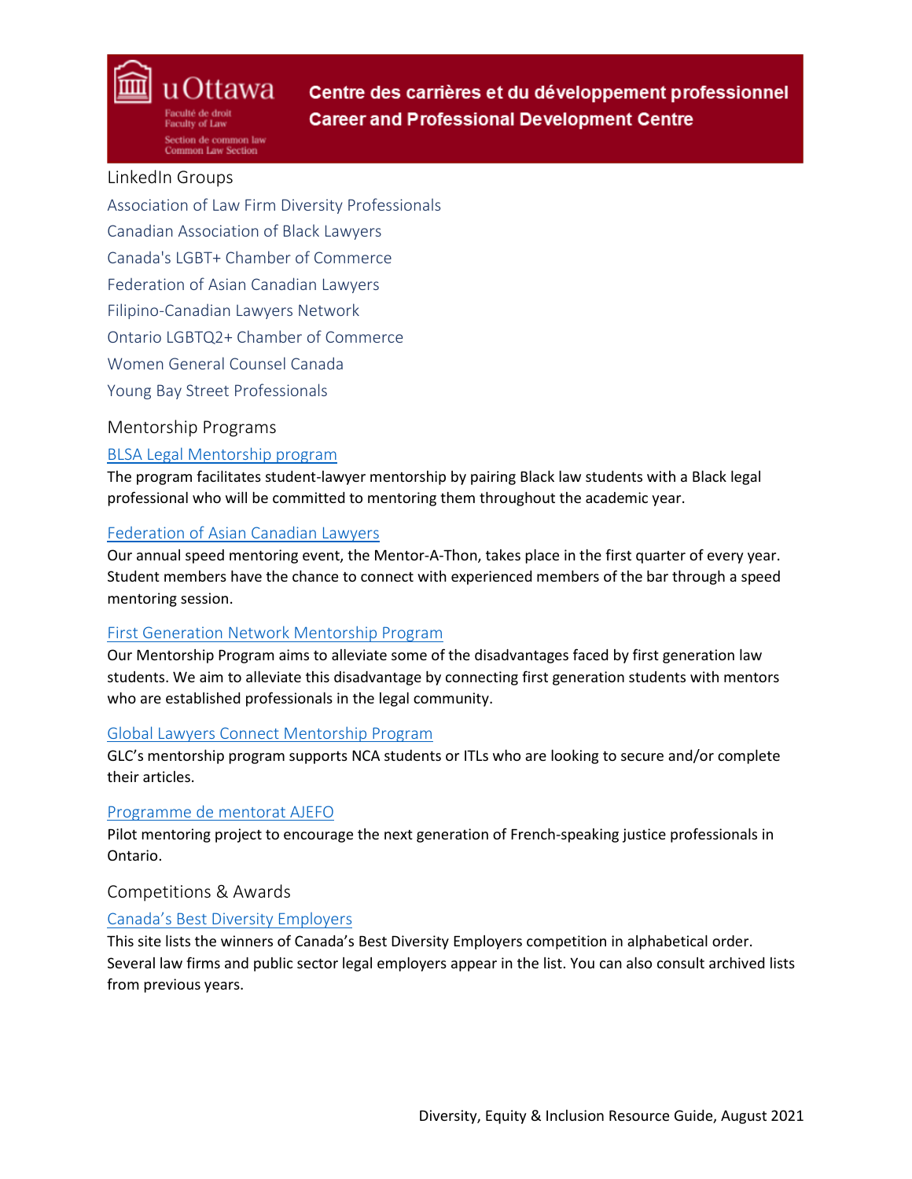## LinkedIn Groups

Association of Law Firm Diversity Professionals

Canadian Association of Black Lawyers

Canada's LGBT+ Chamber of Commerce

Federation of Asian Canadian Lawyers

Filipino-Canadian Lawyers Network

Ontario LGBTQ2+ Chamber of Commerce

Women General Counsel Canada

Young Bay Street Professionals

## Mentorship Programs

### BLSA Legal Mentorship program

The program facilitates student-lawyer mentorship by pairing Black law students with a Black legal professional who will be committed to mentoring them throughout the academic year.

### Federation of Asian Canadian Lawyers

Our annual speed mentoring event, the Mentor-A-Thon, takes place in the first quarter of every year. Student members have the chance to connect with experienced members of the bar through a speed mentoring session.

### First Generation Network Mentorship Program

Our Mentorship Program aims to alleviate some of the disadvantages faced by first generation law students. We aim to alleviate this disadvantage by connecting first generation students with mentors who are established professionals in the legal community.

### Global Lawyers Connect Mentorship Program

GLC's mentorship program supports NCA students or ITLs who are looking to secure and/or complete their articles.

### Programme de mentorat AJEFO

Pilot mentoring project to encourage the next generation of French-speaking justice professionals in Ontario.

## Competitions & Awards

### Canada's Best Diversity Employers

This site lists the winners of Canada's Best Diversity Employers competition in alphabetical order. Several law firms and public sector legal employers appear in the list. You can also consult archived lists from previous years.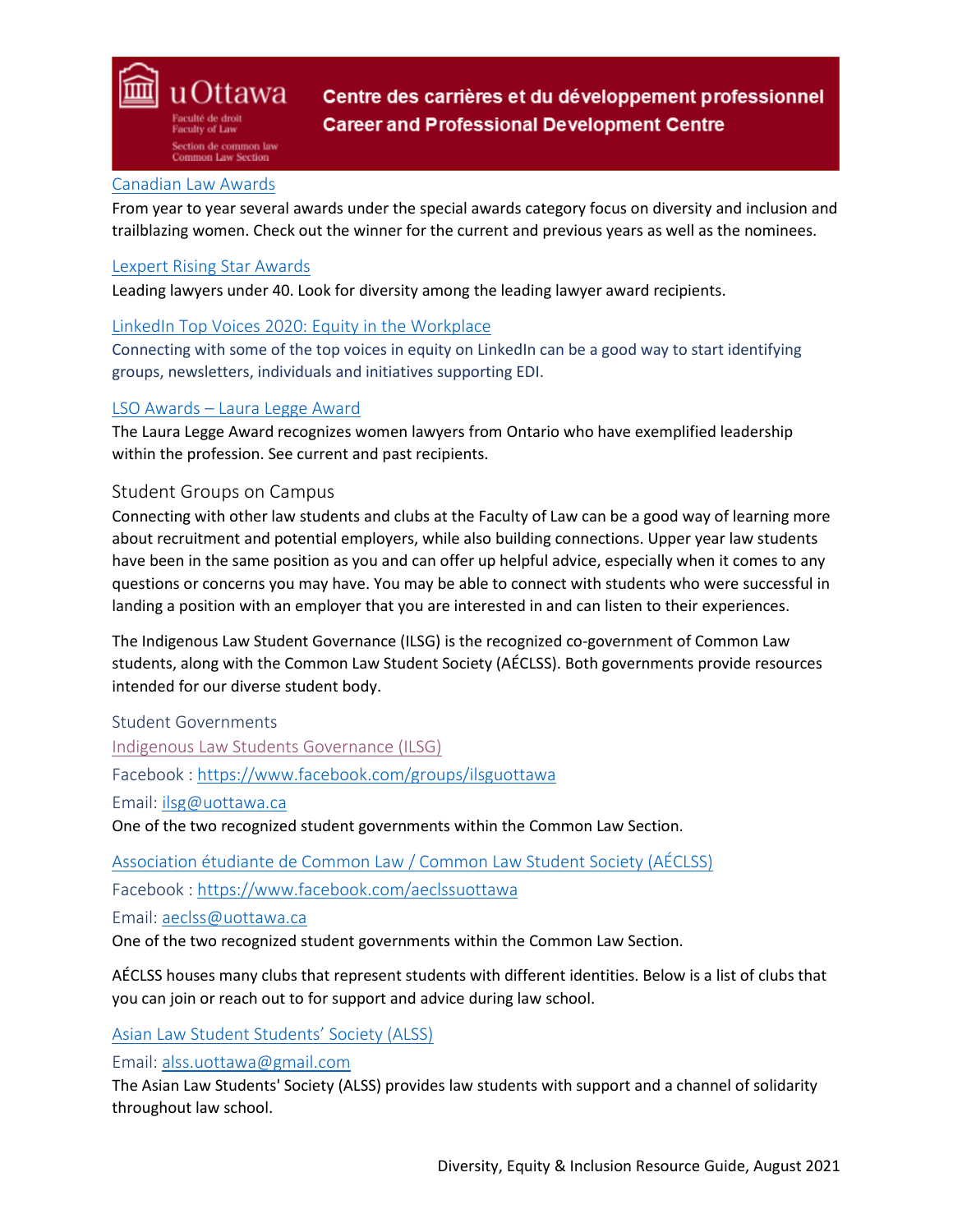[Canadian Law Awards](#)

From year to year several awards under the special awards category focus on diversity and inclusion and trailblazing women. Check out the winner for the current and previous years as well as the nominees.

[Lexpert Rising Star Awards](#)

Leading lawyers under 40. Look for diversity among the leading lawyer award recipients.

[LinkedIn Top Voices 2020: Equity in the Workplace](#)

Connecting with some of the top voices in equity on LinkedIn can be a good way to start identifying groups, newsletters, individuals and initiatives supporting EDI.

[LSO Awards – Laura Legge Award](#)

The Laura Legge Award recognizes women lawyers from Ontario who have exemplified leadership within the profession. See current and past recipients.

## Student Groups on Campus

Connecting with other law students and clubs at the Faculty of Law can be a good way of learning more about recruitment and potential employers, while also building connections. Upper year law students have been in the same position as you and can offer up helpful advice, especially when it comes to any questions or concerns you may have. You may be able to connect with students who were successful in landing a position with an employer that you are interested in and can listen to their experiences.

The Indigenous Law Student Governance (ILSG) is the recognized co-government of Common Law students, along with the Common Law Student Society (AÉCLSS). Both governments provide resources intended for our diverse student body.

### Student Governments

[Indigenous Law Students Governance (ILSG)](#)

Facebook : https://www.facebook.com/groups/ilsguottawa

Email: ilsg@uottawa.ca

One of the two recognized student governments within the Common Law Section.

[Association étudiante de Common Law / Common Law Student Society (AÉCLSS)](#)

Facebook : https://www.facebook.com/aeclssuottawa

Email: aeclss@uottawa.ca

One of the two recognized student governments within the Common Law Section.

AÉCLSS houses many clubs that represent students with different identities. Below is a list of clubs that you can join or reach out to for support and advice during law school.

[Asian Law Student Students' Society (ALSS)](#)

Email: alss.uottawa@gmail.com

The Asian Law Students' Society (ALSS) provides law students with support and a channel of solidarity throughout law school.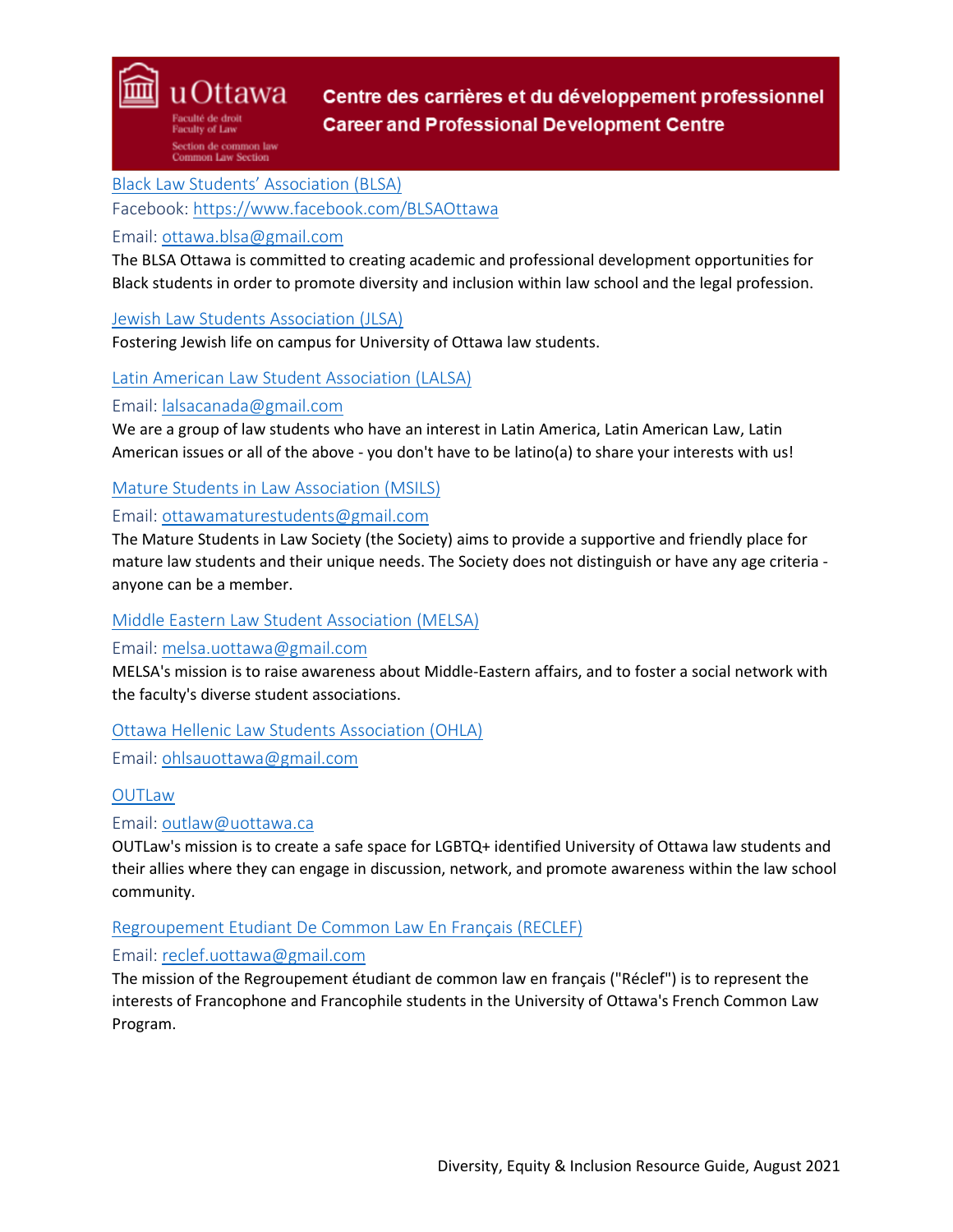Black Law Students' Association (BLSA)

Facebook: https://www.facebook.com/BLSAOttawa

Email: ottawa.blsa@gmail.com

The BLSA Ottawa is committed to creating academic and professional development opportunities for Black students in order to promote diversity and inclusion within law school and the legal profession.

Jewish Law Students Association (JLSA)

Fostering Jewish life on campus for University of Ottawa law students.

Latin American Law Student Association (LALSA)

Email: lalsacanada@gmail.com

We are a group of law students who have an interest in Latin America, Latin American Law, Latin American issues or all of the above - you don't have to be latino(a) to share your interests with us!

Mature Students in Law Association (MSILS)

Email: ottawamaturestudents@gmail.com

The Mature Students in Law Society (the Society) aims to provide a supportive and friendly place for mature law students and their unique needs. The Society does not distinguish or have any age criteria - anyone can be a member.

Middle Eastern Law Student Association (MELSA)

Email: melsa.uottawa@gmail.com

MELSA's mission is to raise awareness about Middle-Eastern affairs, and to foster a social network with the faculty's diverse student associations.

Ottawa Hellenic Law Students Association (OHLA)

Email: ohlsauottawa@gmail.com

OUTLaw

Email: outlaw@uottawa.ca

OUTLaw's mission is to create a safe space for LGBTQ+ identified University of Ottawa law students and their allies where they can engage in discussion, network, and promote awareness within the law school community.

Regroupement Etudiant De Common Law En Français (RECLEF)

Email: reclef.uottawa@gmail.com

The mission of the Regroupement étudiant de common law en français ("Réclef") is to represent the interests of Francophone and Francophile students in the University of Ottawa's French Common Law Program.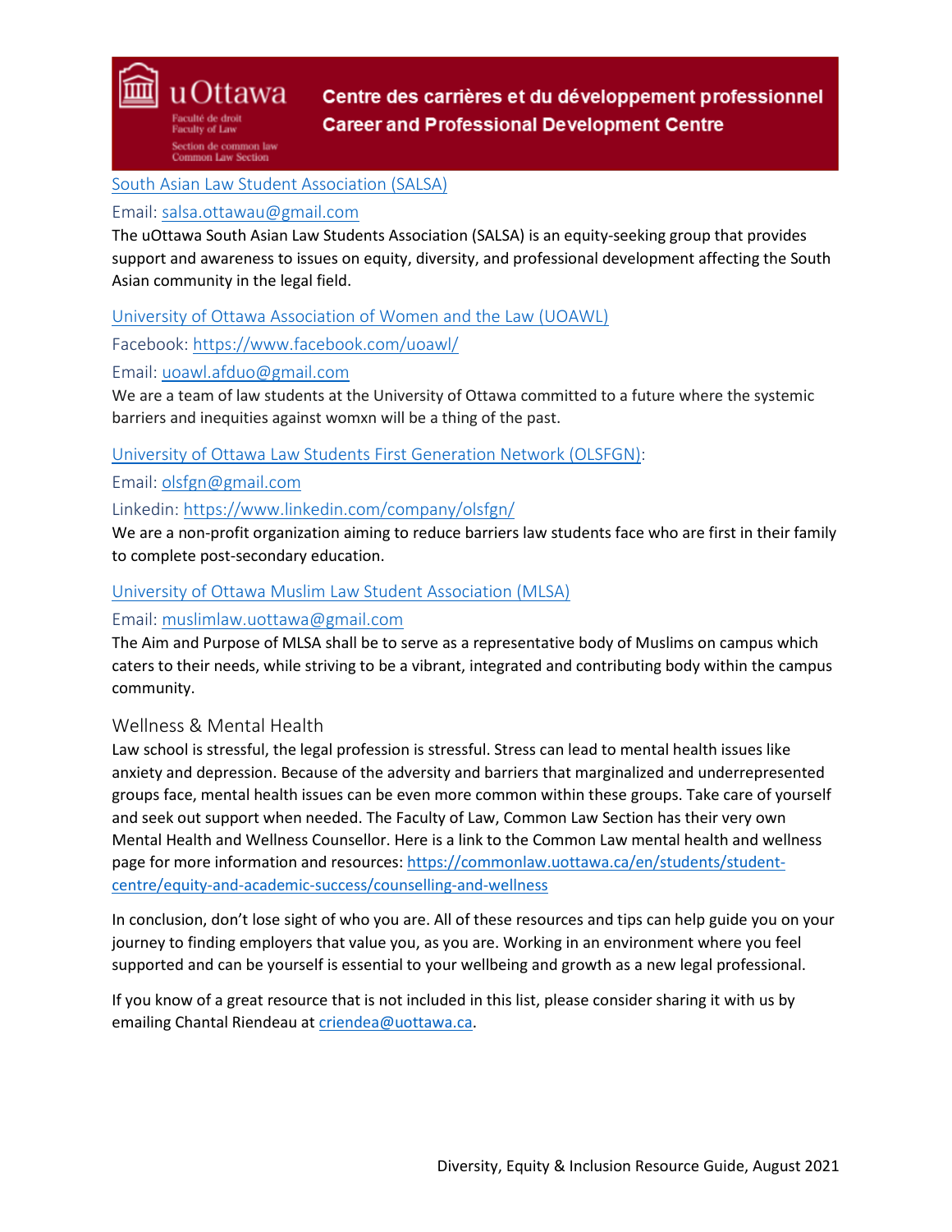[South Asian Law Student Association (SALSA)](#)

Email: [salsa.ottawau@gmail.com](mailto:salsa.ottawau@gmail.com)

The uOttawa South Asian Law Students Association (SALSA) is an equity-seeking group that provides support and awareness to issues on equity, diversity, and professional development affecting the South Asian community in the legal field.

[University of Ottawa Association of Women and the Law (UOAWL)](#)

Facebook: [https://www.facebook.com/uoawl/](https://www.facebook.com/uoawl/)

Email: [uoawl.afduo@gmail.com](mailto:uoawl.afduo@gmail.com)

We are a team of law students at the University of Ottawa committed to a future where the systemic barriers and inequities against womxn will be a thing of the past.

[University of Ottawa Law Students First Generation Network (OLSFGN)](#):

Email: [olsfgn@gmail.com](mailto:olsfgn@gmail.com)

Linkedin: [https://www.linkedin.com/company/olsfgn/](https://www.linkedin.com/company/olsfgn/)

We are a non-profit organization aiming to reduce barriers law students face who are first in their family to complete post-secondary education.

[University of Ottawa Muslim Law Student Association (MLSA)](#)

Email: [muslimlaw.uottawa@gmail.com](mailto:muslimlaw.uottawa@gmail.com)

The Aim and Purpose of MLSA shall be to serve as a representative body of Muslims on campus which caters to their needs, while striving to be a vibrant, integrated and contributing body within the campus community.

## Wellness & Mental Health

Law school is stressful, the legal profession is stressful. Stress can lead to mental health issues like anxiety and depression. Because of the adversity and barriers that marginalized and underrepresented groups face, mental health issues can be even more common within these groups. Take care of yourself and seek out support when needed. The Faculty of Law, Common Law Section has their very own Mental Health and Wellness Counsellor. Here is a link to the Common Law mental health and wellness page for more information and resources: [https://commonlaw.uottawa.ca/en/students/student-centre/equity-and-academic-success/counselling-and-wellness](https://commonlaw.uottawa.ca/en/students/student-centre/equity-and-academic-success/counselling-and-wellness)

In conclusion, don't lose sight of who you are. All of these resources and tips can help guide you on your journey to finding employers that value you, as you are. Working in an environment where you feel supported and can be yourself is essential to your wellbeing and growth as a new legal professional.

If you know of a great resource that is not included in this list, please consider sharing it with us by emailing Chantal Riendeau at [criendea@uottawa.ca](mailto:criendea@uottawa.ca).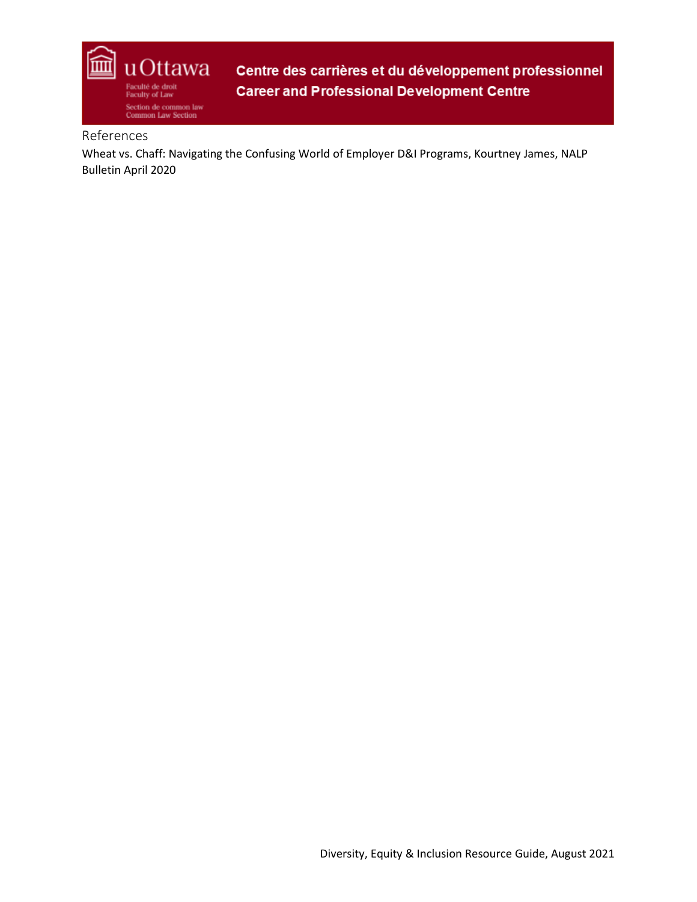## References

Wheat vs. Chaff: Navigating the Confusing World of Employer D&I Programs, Kourtney James, NALP Bulletin April 2020